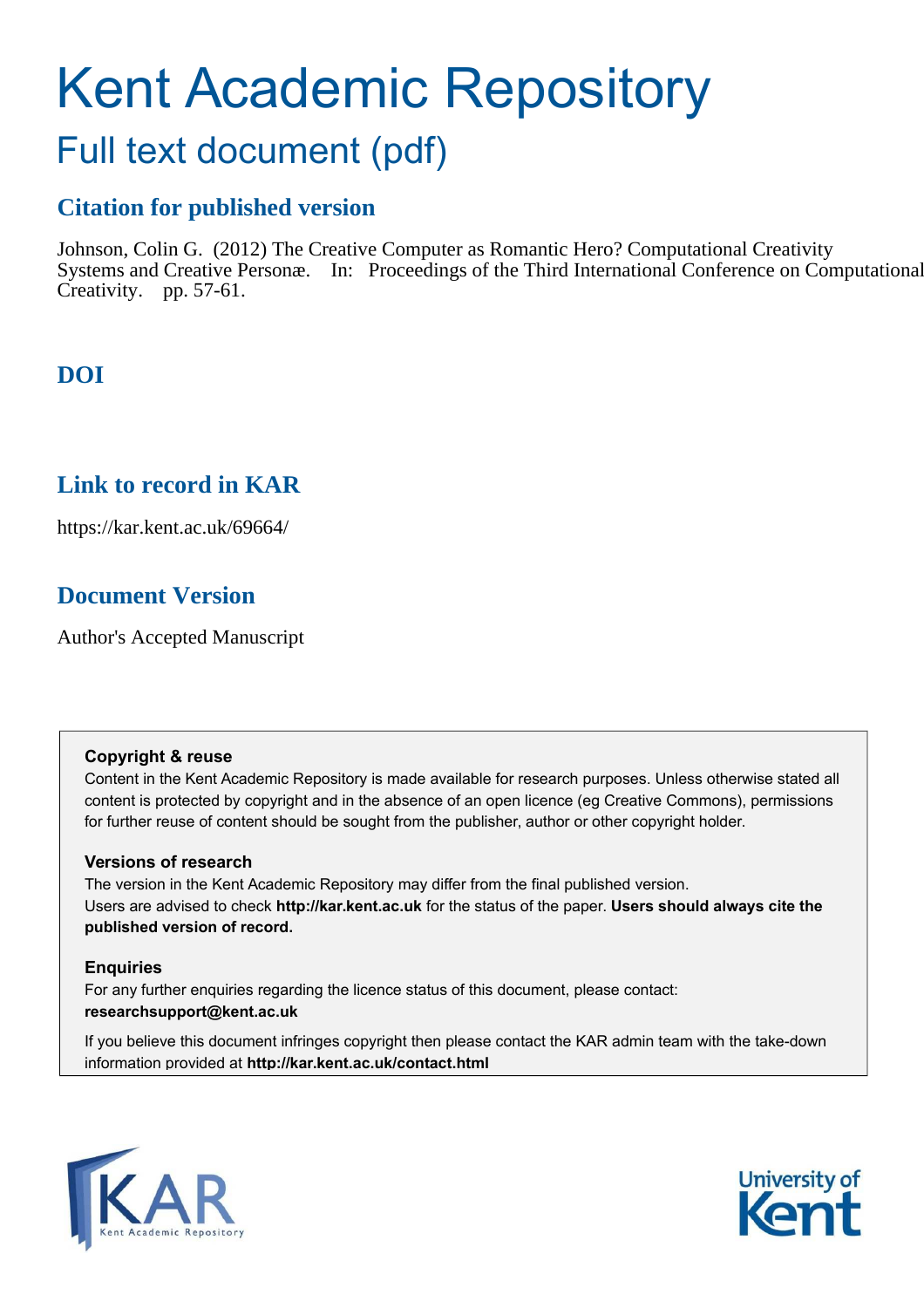# Kent Academic Repository

## Full text document (pdf)

### Citation for published version

Johnson, Colin G. (2012) The Creative Computer as Romantic Hero? Computational Creativity Systems and Creative Personæ. In: Proceedings of the Third International Conference on Computational Creativity. pp. 57-61.

### DOI

### Link to record in KAR

https://kar.kent.ac.uk/69664/

### Document Version

Author's Accepted Manuscript

**Copyright & reuse**

Content in the Kent Academic Repository is made available for research purposes. Unless otherwise stated all content is protected by copyright and in the absence of an open licence (eg Creative Commons), permissions for further reuse of content should be sought from the publisher, author or other copyright holder.

**Versions of research**

The version in the Kent Academic Repository may differ from the final published version.
Users are advised to check **http://kar.kent.ac.uk** for the status of the paper. **Users should always cite the published version of record.**

**Enquiries**

For any further enquiries regarding the licence status of this document, please contact:
**researchsupport@kent.ac.uk**

If you believe this document infringes copyright then please contact the KAR admin team with the take-down information provided at **http://kar.kent.ac.uk/contact.html**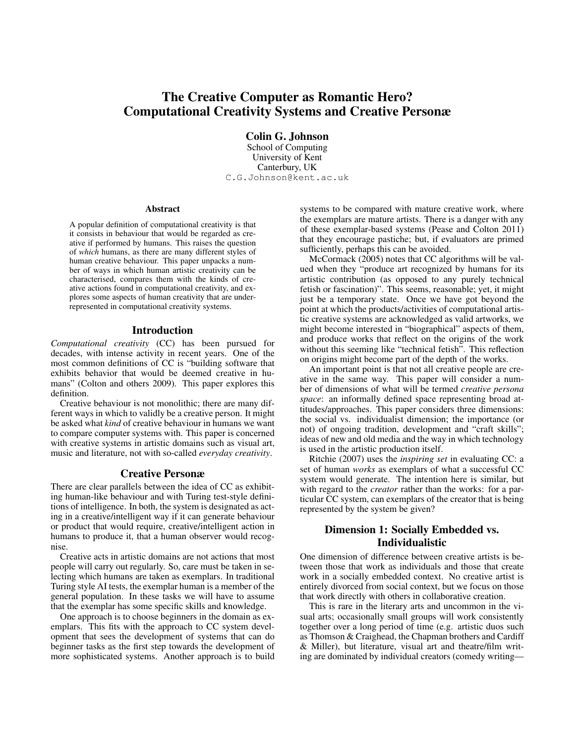# The Creative Computer as Romantic Hero? Computational Creativity Systems and Creative Personæ

**Colin G. Johnson**
School of Computing
University of Kent
Canterbury, UK
C.G.Johnson@kent.ac.uk

### Abstract

A popular definition of computational creativity is that it consists in behaviour that would be regarded as creative if performed by humans. This raises the question of *which* humans, as there are many different styles of human creative behaviour. This paper unpacks a number of ways in which human artistic creativity can be characterised, compares them with the kinds of creative actions found in computational creativity, and explores some aspects of human creativity that are underrepresented in computational creativity systems.

## Introduction

*Computational creativity* (CC) has been pursued for decades, with intense activity in recent years. One of the most common definitions of CC is "building software that exhibits behavior that would be deemed creative in humans" (Colton and others 2009). This paper explores this definition.

Creative behaviour is not monolithic; there are many different ways in which to validly be a creative person. It might be asked what *kind* of creative behaviour in humans we want to compare computer systems with. This paper is concerned with creative systems in artistic domains such as visual art, music and literature, not with so-called *everyday creativity*.

## Creative Personæ

There are clear parallels between the idea of CC as exhibiting human-like behaviour and with Turing test-style definitions of intelligence. In both, the system is designated as acting in a creative/intelligent way if it can generate behaviour or product that would require, creative/intelligent action in humans to produce it, that a human observer would recognise.

Creative acts in artistic domains are not actions that most people will carry out regularly. So, care must be taken in selecting which humans are taken as exemplars. In traditional Turing style AI tests, the exemplar human is a member of the general population. In these tasks we will have to assume that the exemplar has some specific skills and knowledge.

One approach is to choose beginners in the domain as exemplars. This fits with the approach to CC system development that sees the development of systems that can do beginner tasks as the first step towards the development of more sophisticated systems. Another approach is to build systems to be compared with mature creative work, where the exemplars are mature artists. There is a danger with any of these exemplar-based systems (Pease and Colton 2011) that they encourage pastiche; but, if evaluators are primed sufficiently, perhaps this can be avoided.

McCormack (2005) notes that CC algorithms will be valued when they "produce art recognized by humans for its artistic contribution (as opposed to any purely technical fetish or fascination)". This seems, reasonable; yet, it might just be a temporary state. Once we have got beyond the point at which the products/activities of computational artistic creative systems are acknowledged as valid artworks, we might become interested in "biographical" aspects of them, and produce works that reflect on the origins of the work without this seeming like "technical fetish". This reflection on origins might become part of the depth of the works.

An important point is that not all creative people are creative in the same way. This paper will consider a number of dimensions of what will be termed *creative persona space*: an informally defined space representing broad attitudes/approaches. This paper considers three dimensions: the social vs. individualist dimension; the importance (or not) of ongoing tradition, development and "craft skills"; ideas of new and old media and the way in which technology is used in the artistic production itself.

Ritchie (2007) uses the *inspiring set* in evaluating CC: a set of human *works* as exemplars of what a successful CC system would generate. The intention here is similar, but with regard to the *creator* rather than the works: for a particular CC system, can exemplars of the creator that is being represented by the system be given?

## Dimension 1: Socially Embedded vs. Individualistic

One dimension of difference between creative artists is between those that work as individuals and those that create work in a socially embedded context. No creative artist is entirely divorced from social context, but we focus on those that work directly with others in collaborative creation.

This is rare in the literary arts and uncommon in the visual arts; occasionally small groups will work consistently together over a long period of time (e.g. artistic duos such as Thomson & Craighead, the Chapman brothers and Cardiff & Miller), but literature, visual art and theatre/film writing are dominated by individual creators (comedy writing—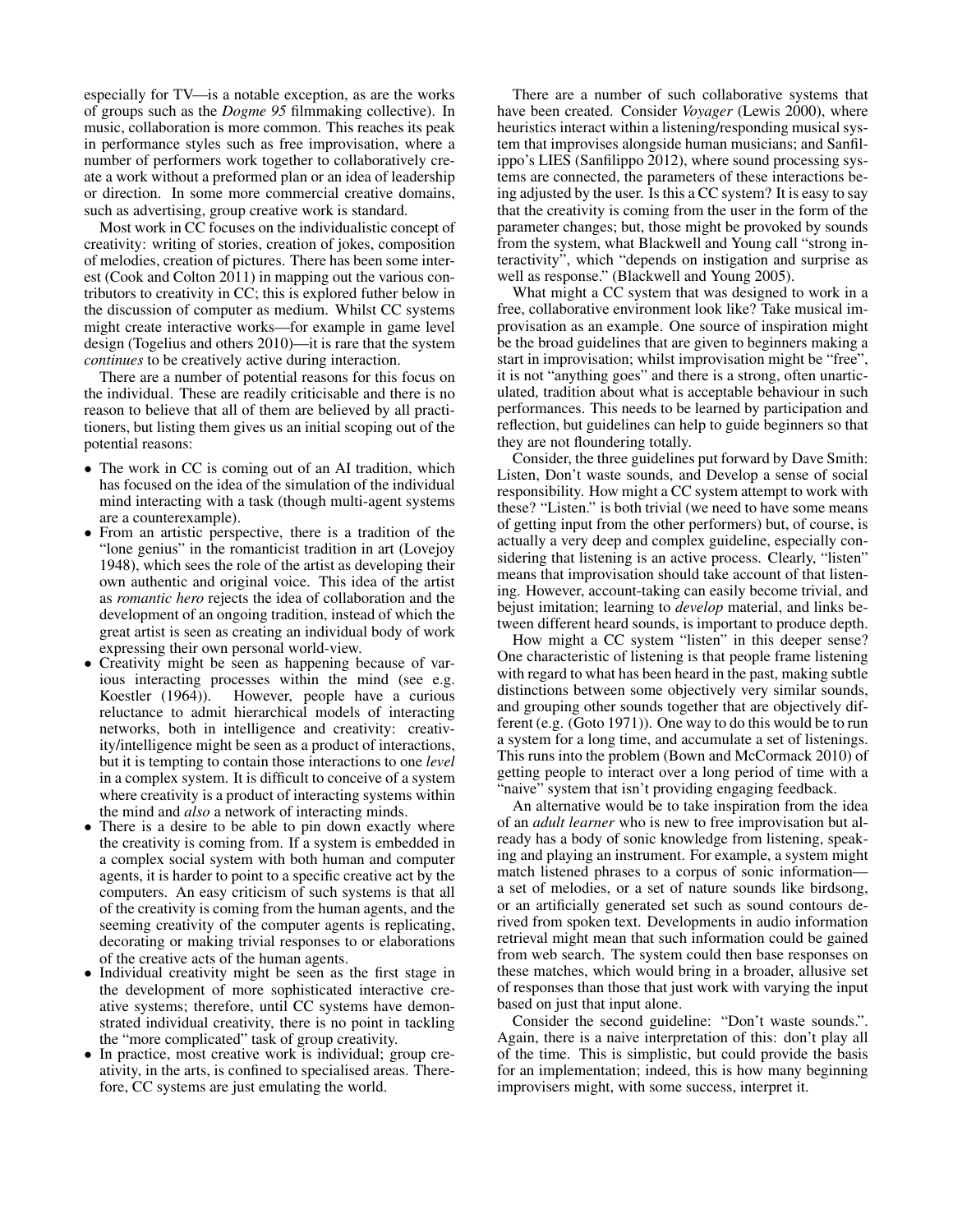especially for TV—is a notable exception, as are the works of groups such as the *Dogme 95* filmmaking collective). In music, collaboration is more common. This reaches its peak in performance styles such as free improvisation, where a number of performers work together to collaboratively create a work without a preformed plan or an idea of leadership or direction. In some more commercial creative domains, such as advertising, group creative work is standard.

Most work in CC focuses on the individualistic concept of creativity: writing of stories, creation of jokes, composition of melodies, creation of pictures. There has been some interest (Cook and Colton 2011) in mapping out the various contributors to creativity in CC; this is explored futher below in the discussion of computer as medium. Whilst CC systems might create interactive works—for example in game level design (Togelius and others 2010)—it is rare that the system *continues* to be creatively active during interaction.

There are a number of potential reasons for this focus on the individual. These are readily criticisable and there is no reason to believe that all of them are believed by all practitioners, but listing them gives us an initial scoping out of the potential reasons:

- The work in CC is coming out of an AI tradition, which has focused on the idea of the simulation of the individual mind interacting with a task (though multi-agent systems are a counterexample).
- From an artistic perspective, there is a tradition of the "lone genius" in the romanticist tradition in art (Lovejoy 1948), which sees the role of the artist as developing their own authentic and original voice. This idea of the artist as *romantic hero* rejects the idea of collaboration and the development of an ongoing tradition, instead of which the great artist is seen as creating an individual body of work expressing their own personal world-view.
- Creativity might be seen as happening because of various interacting processes within the mind (see e.g. Koestler (1964)). However, people have a curious reluctance to admit hierarchical models of interacting networks, both in intelligence and creativity: creativity/intelligence might be seen as a product of interactions, but it is tempting to contain those interactions to one *level* in a complex system. It is difficult to conceive of a system where creativity is a product of interacting systems within the mind and *also* a network of interacting minds.
- There is a desire to be able to pin down exactly where the creativity is coming from. If a system is embedded in a complex social system with both human and computer agents, it is harder to point to a specific creative act by the computers. An easy criticism of such systems is that all of the creativity is coming from the human agents, and the seeming creativity of the computer agents is replicating, decorating or making trivial responses to or elaborations of the creative acts of the human agents.
- Individual creativity might be seen as the first stage in the development of more sophisticated interactive creative systems; therefore, until CC systems have demonstrated individual creativity, there is no point in tackling the "more complicated" task of group creativity.
- In practice, most creative work is individual; group creativity, in the arts, is confined to specialised areas. Therefore, CC systems are just emulating the world.

There are a number of such collaborative systems that have been created. Consider *Voyager* (Lewis 2000), where heuristics interact within a listening/responding musical system that improvises alongside human musicians; and Sanfilippo's LIES (Sanfilippo 2012), where sound processing systems are connected, the parameters of these interactions being adjusted by the user. Is this a CC system? It is easy to say that the creativity is coming from the user in the form of the parameter changes; but, those might be provoked by sounds from the system, what Blackwell and Young call "strong interactivity", which "depends on instigation and surprise as well as response." (Blackwell and Young 2005).

What might a CC system that was designed to work in a free, collaborative environment look like? Take musical improvisation as an example. One source of inspiration might be the broad guidelines that are given to beginners making a start in improvisation; whilst improvisation might be "free", it is not "anything goes" and there is a strong, often unarticulated, tradition about what is acceptable behaviour in such performances. This needs to be learned by participation and reflection, but guidelines can help to guide beginners so that they are not floundering totally.

Consider, the three guidelines put forward by Dave Smith: Listen, Don't waste sounds, and Develop a sense of social responsibility. How might a CC system attempt to work with these? "Listen." is both trivial (we need to have some means of getting input from the other performers) but, of course, is actually a very deep and complex guideline, especially considering that listening is an active process. Clearly, "listen" means that improvisation should take account of that listening. However, account-taking can easily become trivial, and bejust imitation; learning to *develop* material, and links between different heard sounds, is important to produce depth.

How might a CC system "listen" in this deeper sense? One characteristic of listening is that people frame listening with regard to what has been heard in the past, making subtle distinctions between some objectively very similar sounds, and grouping other sounds together that are objectively different (e.g. (Goto 1971)). One way to do this would be to run a system for a long time, and accumulate a set of listenings. This runs into the problem (Bown and McCormack 2010) of getting people to interact over a long period of time with a "naive" system that isn't providing engaging feedback.

An alternative would be to take inspiration from the idea of an *adult learner* who is new to free improvisation but already has a body of sonic knowledge from listening, speaking and playing an instrument. For example, a system might match listened phrases to a corpus of sonic information—a set of melodies, or a set of nature sounds like birdsong, or an artificially generated set such as sound contours derived from spoken text. Developments in audio information retrieval might mean that such information could be gained from web search. The system could then base responses on these matches, which would bring in a broader, allusive set of responses than those that just work with varying the input based on just that input alone.

Consider the second guideline: "Don't waste sounds.". Again, there is a naive interpretation of this: don't play all of the time. This is simplistic, but could provide the basis for an implementation; indeed, this is how many beginning improvisers might, with some success, interpret it.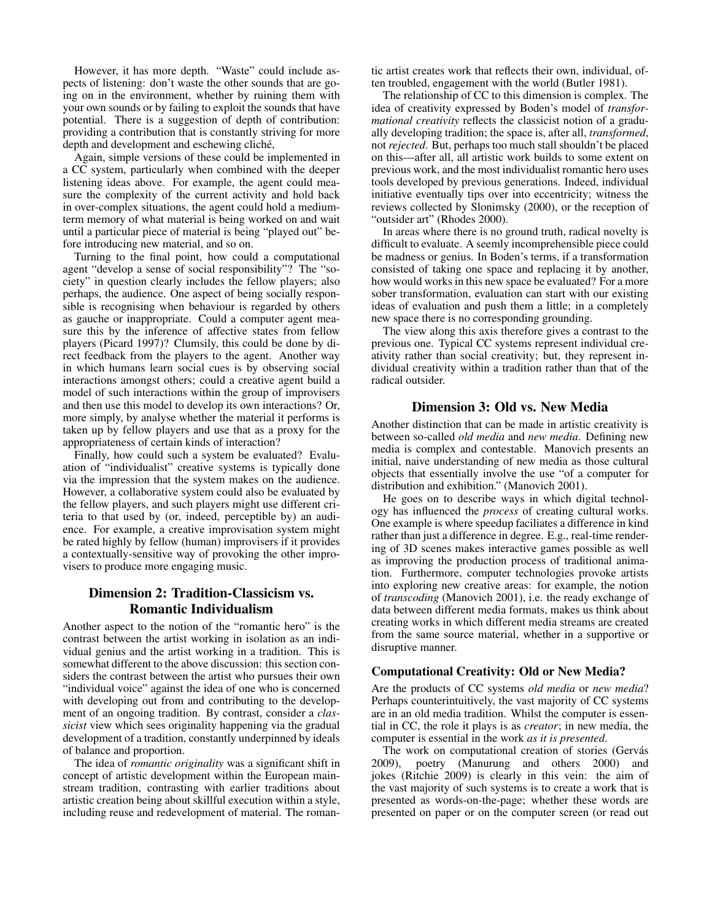However, it has more depth. "Waste" could include aspects of listening: don't waste the other sounds that are going on in the environment, whether by ruining them with your own sounds or by failing to exploit the sounds that have potential. There is a suggestion of depth of contribution: providing a contribution that is constantly striving for more depth and development and eschewing cliché,

Again, simple versions of these could be implemented in a CC system, particularly when combined with the deeper listening ideas above. For example, the agent could measure the complexity of the current activity and hold back in over-complex situations, the agent could hold a medium-term memory of what material is being worked on and wait until a particular piece of material is being "played out" before introducing new material, and so on.

Turning to the final point, how could a computational agent "develop a sense of social responsibility"? The "society" in question clearly includes the fellow players; also perhaps, the audience. One aspect of being socially responsible is recognising when behaviour is regarded by others as gauche or inappropriate. Could a computer agent measure this by the inference of affective states from fellow players (Picard 1997)? Clumsily, this could be done by direct feedback from the players to the agent. Another way in which humans learn social cues is by observing social interactions amongst others; could a creative agent build a model of such interactions within the group of improvisers and then use this model to develop its own interactions? Or, more simply, by analyse whether the material it performs is taken up by fellow players and use that as a proxy for the appropriateness of certain kinds of interaction?

Finally, how could such a system be evaluated? Evaluation of "individualist" creative systems is typically done via the impression that the system makes on the audience. However, a collaborative system could also be evaluated by the fellow players, and such players might use different criteria to that used by (or, indeed, perceptible by) an audience. For example, a creative improvisation system might be rated highly by fellow (human) improvisers if it provides a contextually-sensitive way of provoking the other improvisers to produce more engaging music.

## Dimension 2: Tradition-Classicism vs. Romantic Individualism

Another aspect to the notion of the "romantic hero" is the contrast between the artist working in isolation as an individual genius and the artist working in a tradition. This is somewhat different to the above discussion: this section considers the contrast between the artist who pursues their own "individual voice" against the idea of one who is concerned with developing out from and contributing to the development of an ongoing tradition. By contrast, consider a *classicist* view which sees originality happening via the gradual development of a tradition, constantly underpinned by ideals of balance and proportion.

The idea of *romantic originality* was a significant shift in concept of artistic development within the European mainstream tradition, contrasting with earlier traditions about artistic creation being about skillful execution within a style, including reuse and redevelopment of material. The romantic artist creates work that reflects their own, individual, often troubled, engagement with the world (Butler 1981).

The relationship of CC to this dimension is complex. The idea of creativity expressed by Boden's model of *transformational creativity* reflects the classicist notion of a gradually developing tradition; the space is, after all, *transformed*, not *rejected*. But, perhaps too much stall shouldn't be placed on this—after all, all artistic work builds to some extent on previous work, and the most individualist romantic hero uses tools developed by previous generations. Indeed, individual initiative eventually tips over into eccentricity; witness the reviews collected by Slonimsky (2000), or the reception of "outsider art" (Rhodes 2000).

In areas where there is no ground truth, radical novelty is difficult to evaluate. A seemly incomprehensible piece could be madness or genius. In Boden's terms, if a transformation consisted of taking one space and replacing it by another, how would works in this new space be evaluated? For a more sober transformation, evaluation can start with our existing ideas of evaluation and push them a little; in a completely new space there is no corresponding grounding.

The view along this axis therefore gives a contrast to the previous one. Typical CC systems represent individual creativity rather than social creativity; but, they represent individual creativity within a tradition rather than that of the radical outsider.

## Dimension 3: Old vs. New Media

Another distinction that can be made in artistic creativity is between so-called *old media* and *new media*. Defining new media is complex and contestable. Manovich presents an initial, naive understanding of new media as those cultural objects that essentially involve the use "of a computer for distribution and exhibition." (Manovich 2001).

He goes on to describe ways in which digital technology has influenced the *process* of creating cultural works. One example is where speedup faciliates a difference in kind rather than just a difference in degree. E.g., real-time rendering of 3D scenes makes interactive games possible as well as improving the production process of traditional animation. Furthermore, computer technologies provoke artists into exploring new creative areas: for example, the notion of *transcoding* (Manovich 2001), i.e. the ready exchange of data between different media formats, makes us think about creating works in which different media streams are created from the same source material, whether in a supportive or disruptive manner.

### Computational Creativity: Old or New Media?

Are the products of CC systems *old media* or *new media*? Perhaps counterintuitively, the vast majority of CC systems are in an old media tradition. Whilst the computer is essential in CC, the role it plays is as *creator*; in new media, the computer is essential in the work *as it is presented*.

The work on computational creation of stories (Gervás 2009), poetry (Manurung and others 2000) and jokes (Ritchie 2009) is clearly in this vein: the aim of the vast majority of such systems is to create a work that is presented as words-on-the-page; whether these words are presented on paper or on the computer screen (or read out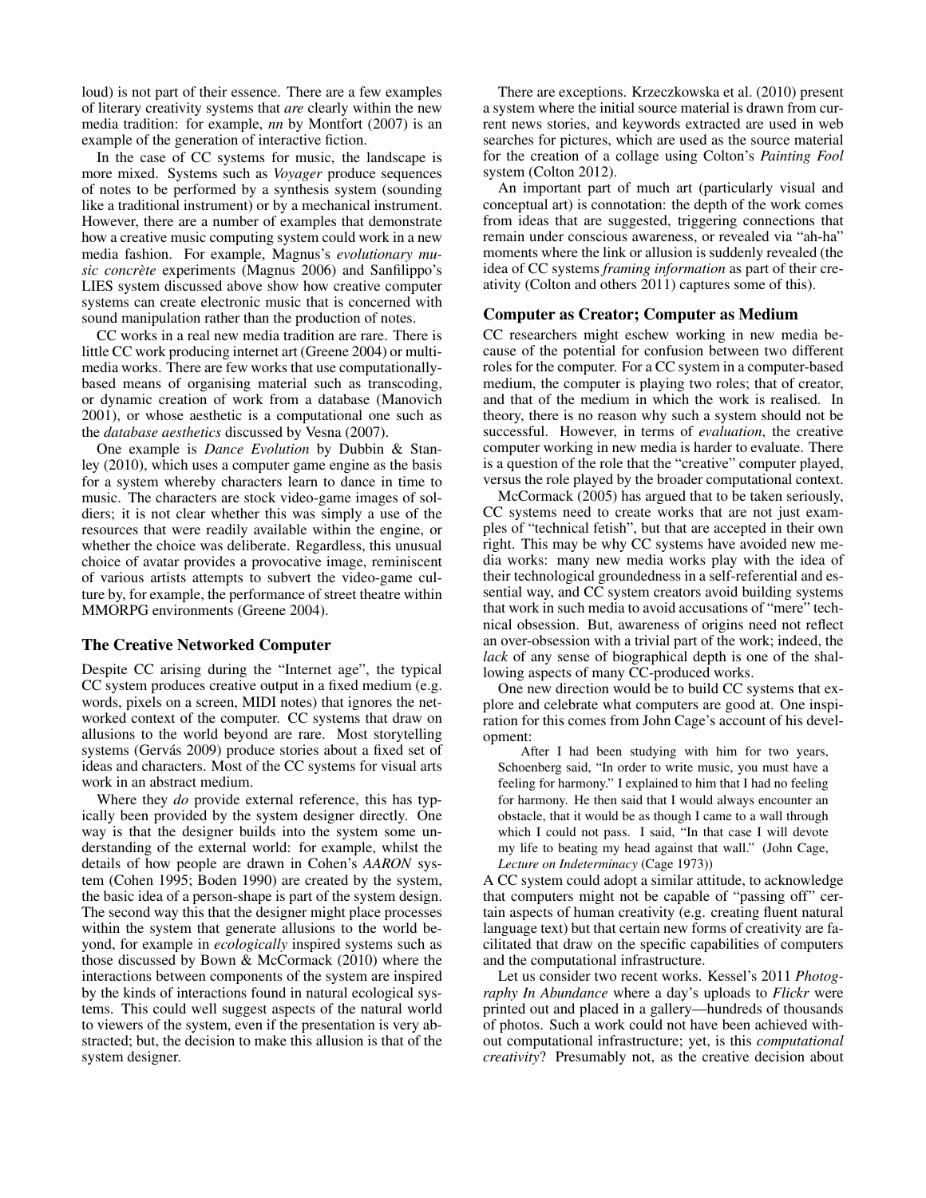loud) is not part of their essence. There are a few examples of literary creativity systems that *are* clearly within the new media tradition: for example, *nn* by Montfort (2007) is an example of the generation of interactive fiction.

In the case of CC systems for music, the landscape is more mixed. Systems such as *Voyager* produce sequences of notes to be performed by a synthesis system (sounding like a traditional instrument) or by a mechanical instrument. However, there are a number of examples that demonstrate how a creative music computing system could work in a new media fashion. For example, Magnus's *evolutionary musique concrète* experiments (Magnus 2006) and Sanfilippo's LIES system discussed above show how creative computer systems can create electronic music that is concerned with sound manipulation rather than the production of notes.

CC works in a real new media tradition are rare. There is little CC work producing internet art (Greene 2004) or multimedia works. There are few works that use computationally-based means of organising material such as transcoding, or dynamic creation of work from a database (Manovich 2001), or whose aesthetic is a computational one such as the *database aesthetics* discussed by Vesna (2007).

One example is *Dance Evolution* by Dubbin & Stanley (2010), which uses a computer game engine as the basis for a system whereby characters learn to dance in time to music. The characters are stock video-game images of soldiers; it is not clear whether this was simply a use of the resources that were readily available within the engine, or whether the choice was deliberate. Regardless, this unusual choice of avatar provides a provocative image, reminiscent of various artists attempts to subvert the video-game culture by, for example, the performance of street theatre within MMORPG environments (Greene 2004).

## The Creative Networked Computer

Despite CC arising during the "Internet age", the typical CC system produces creative output in a fixed medium (e.g. words, pixels on a screen, MIDI notes) that ignores the networked context of the computer. CC systems that draw on allusions to the world beyond are rare. Most storytelling systems (Gervás 2009) produce stories about a fixed set of ideas and characters. Most of the CC systems for visual arts work in an abstract medium.

Where they *do* provide external reference, this has typically been provided by the system designer directly. One way is that the designer builds into the system some understanding of the external world: for example, whilst the details of how people are drawn in Cohen's *AARON* system (Cohen 1995; Boden 1990) are created by the system, the basic idea of a person-shape is part of the system design. The second way this that the designer might place processes within the system that generate allusions to the world beyond, for example in *ecologically* inspired systems such as those discussed by Bown & McCormack (2010) where the interactions between components of the system are inspired by the kinds of interactions found in natural ecological systems. This could well suggest aspects of the natural world to viewers of the system, even if the presentation is very abstracted; but, the decision to make this allusion is that of the system designer.

There are exceptions. Krzeczkowska et al. (2010) present a system where the initial source material is drawn from current news stories, and keywords extracted are used in web searches for pictures, which are used as the source material for the creation of a collage using Colton's *Painting Fool* system (Colton 2012).

An important part of much art (particularly visual and conceptual art) is connotation: the depth of the work comes from ideas that are suggested, triggering connections that remain under conscious awareness, or revealed via "ah-ha" moments where the link or allusion is suddenly revealed (the idea of CC systems *framing information* as part of their creativity (Colton and others 2011) captures some of this).

## Computer as Creator; Computer as Medium

CC researchers might eschew working in new media because of the potential for confusion between two different roles for the computer. For a CC system in a computer-based medium, the computer is playing two roles; that of creator, and that of the medium in which the work is realised. In theory, there is no reason why such a system should not be successful. However, in terms of *evaluation*, the creative computer working in new media is harder to evaluate. There is a question of the role that the "creative" computer played, versus the role played by the broader computational context.

McCormack (2005) has argued that to be taken seriously, CC systems need to create works that are not just examples of "technical fetish", but that are accepted in their own right. This may be why CC systems have avoided new media works: many new media works play with the idea of their technological groundedness in a self-referential and essential way, and CC system creators avoid building systems that work in such media to avoid accusations of "mere" technical obsession. But, awareness of origins need not reflect an over-obsession with a trivial part of the work; indeed, the *lack* of any sense of biographical depth is one of the shallowing aspects of many CC-produced works.

One new direction would be to build CC systems that explore and celebrate what computers are good at. One inspiration for this comes from John Cage's account of his development:

> After I had been studying with him for two years, Schoenberg said, "In order to write music, you must have a feeling for harmony." I explained to him that I had no feeling for harmony. He then said that I would always encounter an obstacle, that it would be as though I came to a wall through which I could not pass. I said, "In that case I will devote my life to beating my head against that wall." (John Cage, *Lecture on Indeterminacy* (Cage 1973))

A CC system could adopt a similar attitude, to acknowledge that computers might not be capable of "passing off" certain aspects of human creativity (e.g. creating fluent natural language text) but that certain new forms of creativity are facilitated that draw on the specific capabilities of computers and the computational infrastructure.

Let us consider two recent works. Kessel's 2011 *Photography In Abundance* where a day's uploads to *Flickr* were printed out and placed in a gallery—hundreds of thousands of photos. Such a work could not have been achieved without computational infrastructure; yet, is this *computational creativity*? Presumably not, as the creative decision about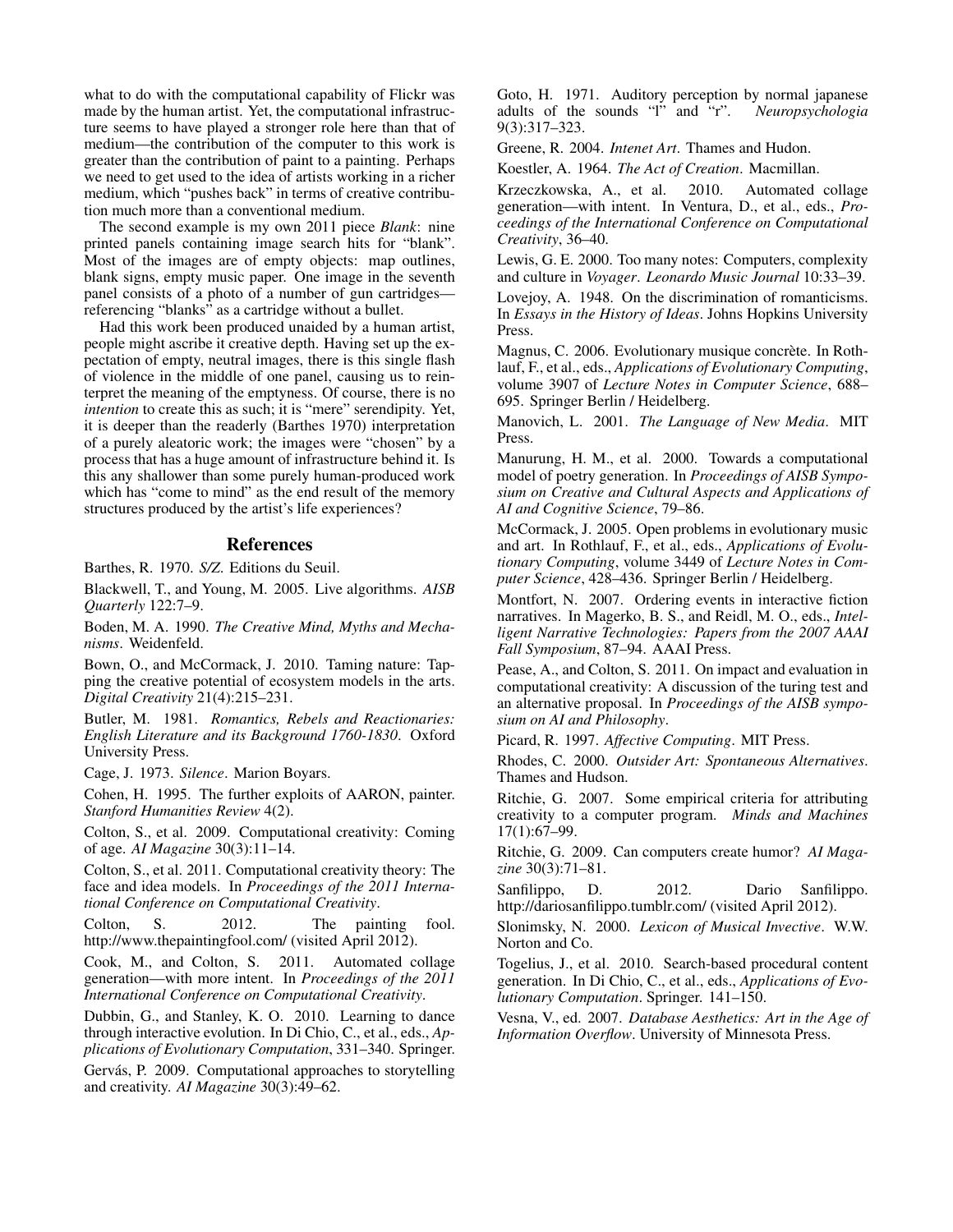what to do with the computational capability of Flickr was made by the human artist. Yet, the computational infrastructure seems to have played a stronger role here than that of medium—the contribution of the computer to this work is greater than the contribution of paint to a painting. Perhaps we need to get used to the idea of artists working in a richer medium, which "pushes back" in terms of creative contribution much more than a conventional medium.

The second example is my own 2011 piece *Blank*: nine printed panels containing image search hits for "blank". Most of the images are of empty objects: map outlines, blank signs, empty music paper. One image in the seventh panel consists of a photo of a number of gun cartridges—referencing "blanks" as a cartridge without a bullet.

Had this work been produced unaided by a human artist, people might ascribe it creative depth. Having set up the expectation of empty, neutral images, there is this single flash of violence in the middle of one panel, causing us to reinterpret the meaning of the emptyness. Of course, there is no *intention* to create this as such; it is "mere" serendipity. Yet, it is deeper than the readerly (Barthes 1970) interpretation of a purely aleatoric work; the images were "chosen" by a process that has a huge amount of infrastructure behind it. Is this any shallower than some purely human-produced work which has "come to mind" as the end result of the memory structures produced by the artist's life experiences?

## References

Barthes, R. 1970. *S/Z*. Editions du Seuil.

Blackwell, T., and Young, M. 2005. Live algorithms. *AISB Quarterly* 122:7–9.

Boden, M. A. 1990. *The Creative Mind, Myths and Mechanisms*. Weidenfeld.

Bown, O., and McCormack, J. 2010. Taming nature: Tapping the creative potential of ecosystem models in the arts. *Digital Creativity* 21(4):215–231.

Butler, M. 1981. *Romantics, Rebels and Reactionaries: English Literature and its Background 1760-1830*. Oxford University Press.

Cage, J. 1973. *Silence*. Marion Boyars.

Cohen, H. 1995. The further exploits of AARON, painter. *Stanford Humanities Review* 4(2).

Colton, S., et al. 2009. Computational creativity: Coming of age. *AI Magazine* 30(3):11–14.

Colton, S., et al. 2011. Computational creativity theory: The face and idea models. In *Proceedings of the 2011 International Conference on Computational Creativity*.

Colton, S. 2012. The painting fool. http://www.thepaintingfool.com/ (visited April 2012).

Cook, M., and Colton, S. 2011. Automated collage generation—with more intent. In *Proceedings of the 2011 International Conference on Computational Creativity*.

Dubbin, G., and Stanley, K. O. 2010. Learning to dance through interactive evolution. In Di Chio, C., et al., eds., *Applications of Evolutionary Computation*, 331–340. Springer.

Gervás, P. 2009. Computational approaches to storytelling and creativity. *AI Magazine* 30(3):49–62.

Goto, H. 1971. Auditory perception by normal japanese adults of the sounds "l" and "r". *Neuropsychologia* 9(3):317–323.

Greene, R. 2004. *Intenet Art*. Thames and Hudon.

Koestler, A. 1964. *The Act of Creation*. Macmillan.

Krzeczkowska, A., et al. 2010. Automated collage generation—with intent. In Ventura, D., et al., eds., *Proceedings of the International Conference on Computational Creativity*, 36–40.

Lewis, G. E. 2000. Too many notes: Computers, complexity and culture in *Voyager*. *Leonardo Music Journal* 10:33–39.

Lovejoy, A. 1948. On the discrimination of romanticisms. In *Essays in the History of Ideas*. Johns Hopkins University Press.

Magnus, C. 2006. Evolutionary musique concrète. In Rothlauf, F., et al., eds., *Applications of Evolutionary Computing*, volume 3907 of *Lecture Notes in Computer Science*, 688–695. Springer Berlin / Heidelberg.

Manovich, L. 2001. *The Language of New Media*. MIT Press.

Manurung, H. M., et al. 2000. Towards a computational model of poetry generation. In *Proceedings of AISB Symposium on Creative and Cultural Aspects and Applications of AI and Cognitive Science*, 79–86.

McCormack, J. 2005. Open problems in evolutionary music and art. In Rothlauf, F., et al., eds., *Applications of Evolutionary Computing*, volume 3449 of *Lecture Notes in Computer Science*, 428–436. Springer Berlin / Heidelberg.

Montfort, N. 2007. Ordering events in interactive fiction narratives. In Magerko, B. S., and Reidl, M. O., eds., *Intelligent Narrative Technologies: Papers from the 2007 AAAI Fall Symposium*, 87–94. AAAI Press.

Pease, A., and Colton, S. 2011. On impact and evaluation in computational creativity: A discussion of the turing test and an alternative proposal. In *Proceedings of the AISB symposium on AI and Philosophy*.

Picard, R. 1997. *Affective Computing*. MIT Press.

Rhodes, C. 2000. *Outsider Art: Spontaneous Alternatives*. Thames and Hudson.

Ritchie, G. 2007. Some empirical criteria for attributing creativity to a computer program. *Minds and Machines* 17(1):67–99.

Ritchie, G. 2009. Can computers create humor? *AI Magazine* 30(3):71–81.

Sanfilippo, D. 2012. Dario Sanfilippo. http://dariosanfilippo.tumblr.com/ (visited April 2012).

Slonimsky, N. 2000. *Lexicon of Musical Invective*. W.W. Norton and Co.

Togelius, J., et al. 2010. Search-based procedural content generation. In Di Chio, C., et al., eds., *Applications of Evolutionary Computation*. Springer. 141–150.

Vesna, V., ed. 2007. *Database Aesthetics: Art in the Age of Information Overflow*. University of Minnesota Press.